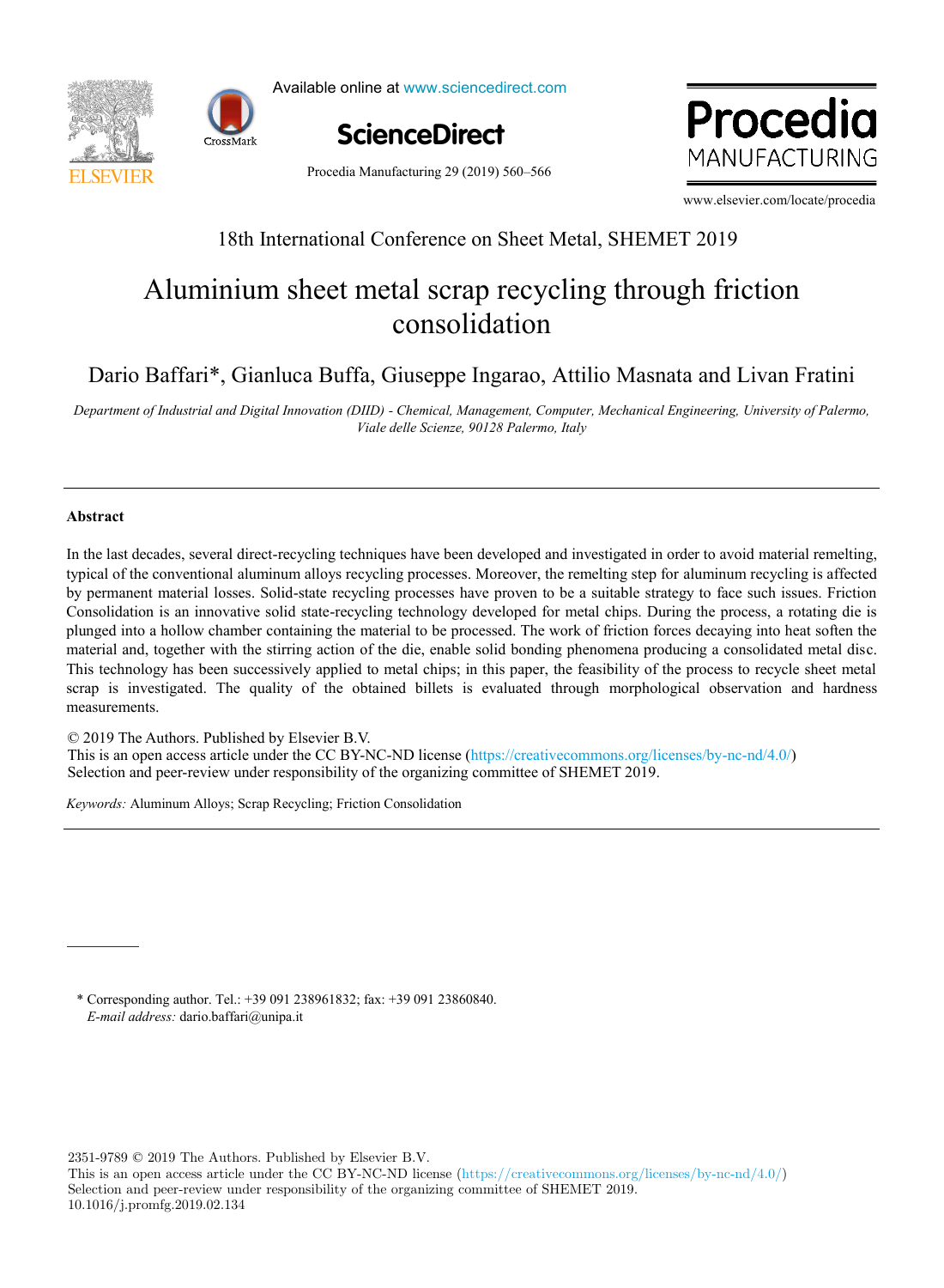18th International Conference on Sheet Metal, SHEMET 2019

# Aluminium sheet metal scrap recycling through friction consolidation

Dario Baffari*, Gianluca Buffa, Giuseppe Ingarao, Attilio Masnata and Livan Fratini

*Department of Industrial and Digital Innovation (DIID) - Chemical, Management, Computer, Mechanical Engineering, University of Palermo, Viale delle Scienze, 90128 Palermo, Italy*

---

## Abstract

In the last decades, several direct-recycling techniques have been developed and investigated in order to avoid material remelting, typical of the conventional aluminum alloys recycling processes. Moreover, the remelting step for aluminum recycling is affected by permanent material losses. Solid-state recycling processes have proven to be a suitable strategy to face such issues. Friction Consolidation is an innovative solid state-recycling technology developed for metal chips. During the process, a rotating die is plunged into a hollow chamber containing the material to be processed. The work of friction forces decaying into heat soften the material and, together with the stirring action of the die, enable solid bonding phenomena producing a consolidated metal disc. This technology has been successively applied to metal chips; in this paper, the feasibility of the process to recycle sheet metal scrap is investigated. The quality of the obtained billets is evaluated through morphological observation and hardness measurements.

© 2019 The Authors. Published by Elsevier B.V.
This is an open access article under the CC BY-NC-ND license (https://creativecommons.org/licenses/by-nc-nd/4.0/)
Selection and peer-review under responsibility of the organizing committee of SHEMET 2019.

*Keywords:* Aluminum Alloys; Scrap Recycling; Friction Consolidation

---

\* Corresponding author. Tel.: +39 091 238961832; fax: +39 091 23860840.
*E-mail address:* dario.baffari@unipa.it

2351-9789 © 2019 The Authors. Published by Elsevier B.V.
This is an open access article under the CC BY-NC-ND license (https://creativecommons.org/licenses/by-nc-nd/4.0/)
Selection and peer-review under responsibility of the organizing committee of SHEMET 2019.
10.1016/j.promfg.2019.02.134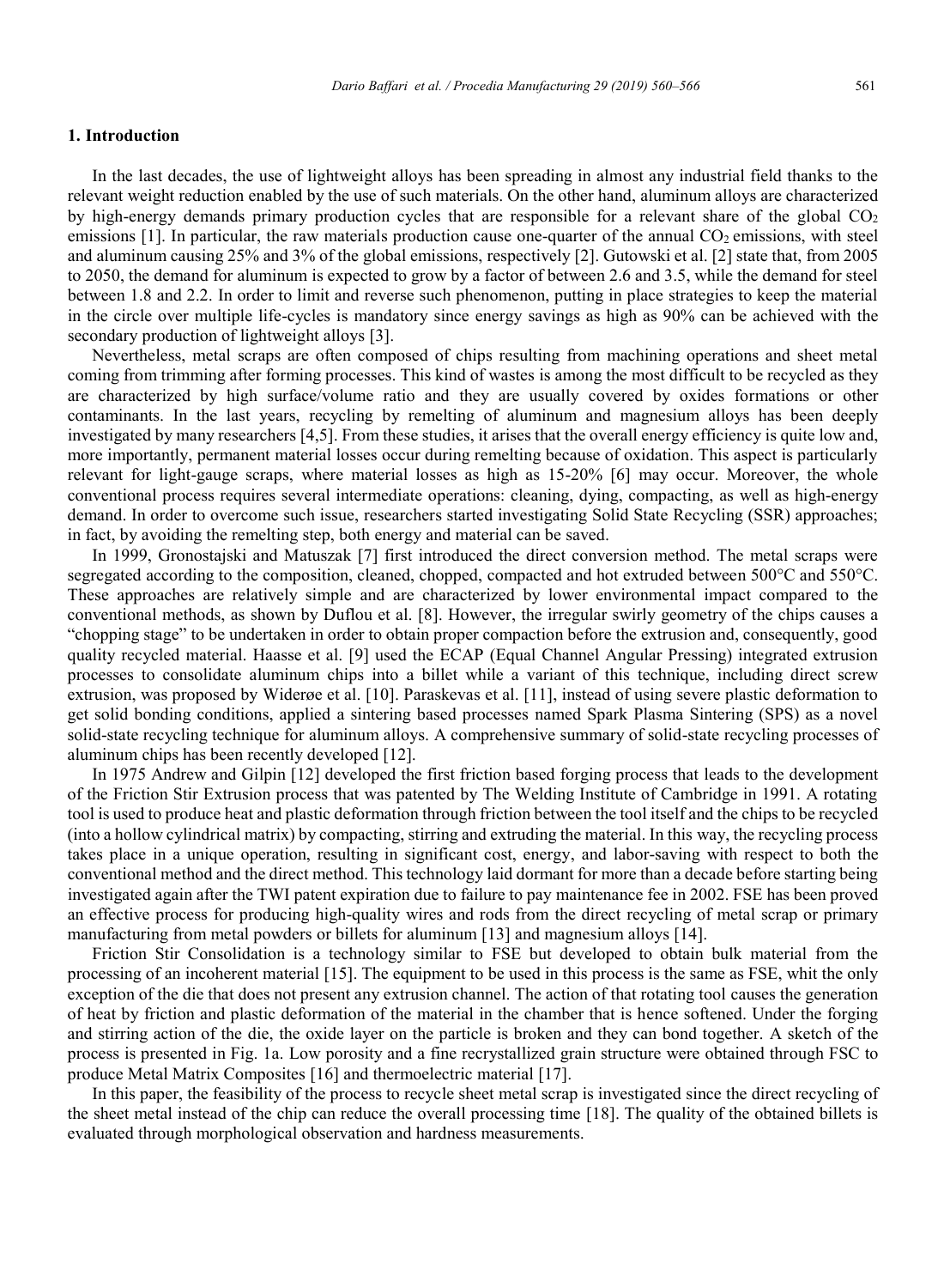## 1. Introduction

In the last decades, the use of lightweight alloys has been spreading in almost any industrial field thanks to the relevant weight reduction enabled by the use of such materials. On the other hand, aluminum alloys are characterized by high-energy demands primary production cycles that are responsible for a relevant share of the global $CO_2$ emissions [1]. In particular, the raw materials production cause one-quarter of the annual $CO_2$ emissions, with steel and aluminum causing 25% and 3% of the global emissions, respectively [2]. Gutowski et al. [2] state that, from 2005 to 2050, the demand for aluminum is expected to grow by a factor of between 2.6 and 3.5, while the demand for steel between 1.8 and 2.2. In order to limit and reverse such phenomenon, putting in place strategies to keep the material in the circle over multiple life-cycles is mandatory since energy savings as high as 90% can be achieved with the secondary production of lightweight alloys [3].

Nevertheless, metal scraps are often composed of chips resulting from machining operations and sheet metal coming from trimming after forming processes. This kind of wastes is among the most difficult to be recycled as they are characterized by high surface/volume ratio and they are usually covered by oxides formations or other contaminants. In the last years, recycling by remelting of aluminum and magnesium alloys has been deeply investigated by many researchers [4,5]. From these studies, it arises that the overall energy efficiency is quite low and, more importantly, permanent material losses occur during remelting because of oxidation. This aspect is particularly relevant for light-gauge scraps, where material losses as high as 15-20% [6] may occur. Moreover, the whole conventional process requires several intermediate operations: cleaning, dying, compacting, as well as high-energy demand. In order to overcome such issue, researchers started investigating Solid State Recycling (SSR) approaches; in fact, by avoiding the remelting step, both energy and material can be saved.

In 1999, Gronostajski and Matuszak [7] first introduced the direct conversion method. The metal scraps were segregated according to the composition, cleaned, chopped, compacted and hot extruded between 500°C and 550°C. These approaches are relatively simple and are characterized by lower environmental impact compared to the conventional methods, as shown by Duflou et al. [8]. However, the irregular swirly geometry of the chips causes a "chopping stage" to be undertaken in order to obtain proper compaction before the extrusion and, consequently, good quality recycled material. Haasse et al. [9] used the ECAP (Equal Channel Angular Pressing) integrated extrusion processes to consolidate aluminum chips into a billet while a variant of this technique, including direct screw extrusion, was proposed by Widerøe et al. [10]. Paraskevas et al. [11], instead of using severe plastic deformation to get solid bonding conditions, applied a sintering based processes named Spark Plasma Sintering (SPS) as a novel solid-state recycling technique for aluminum alloys. A comprehensive summary of solid-state recycling processes of aluminum chips has been recently developed [12].

In 1975 Andrew and Gilpin [12] developed the first friction based forging process that leads to the development of the Friction Stir Extrusion process that was patented by The Welding Institute of Cambridge in 1991. A rotating tool is used to produce heat and plastic deformation through friction between the tool itself and the chips to be recycled (into a hollow cylindrical matrix) by compacting, stirring and extruding the material. In this way, the recycling process takes place in a unique operation, resulting in significant cost, energy, and labor-saving with respect to both the conventional method and the direct method. This technology laid dormant for more than a decade before starting being investigated again after the TWI patent expiration due to failure to pay maintenance fee in 2002. FSE has been proved an effective process for producing high-quality wires and rods from the direct recycling of metal scrap or primary manufacturing from metal powders or billets for aluminum [13] and magnesium alloys [14].

Friction Stir Consolidation is a technology similar to FSE but developed to obtain bulk material from the processing of an incoherent material [15]. The equipment to be used in this process is the same as FSE, whit the only exception of the die that does not present any extrusion channel. The action of that rotating tool causes the generation of heat by friction and plastic deformation of the material in the chamber that is hence softened. Under the forging and stirring action of the die, the oxide layer on the particle is broken and they can bond together. A sketch of the process is presented in Fig. 1a. Low porosity and a fine recrystallized grain structure were obtained through FSC to produce Metal Matrix Composites [16] and thermoelectric material [17].

In this paper, the feasibility of the process to recycle sheet metal scrap is investigated since the direct recycling of the sheet metal instead of the chip can reduce the overall processing time [18]. The quality of the obtained billets is evaluated through morphological observation and hardness measurements.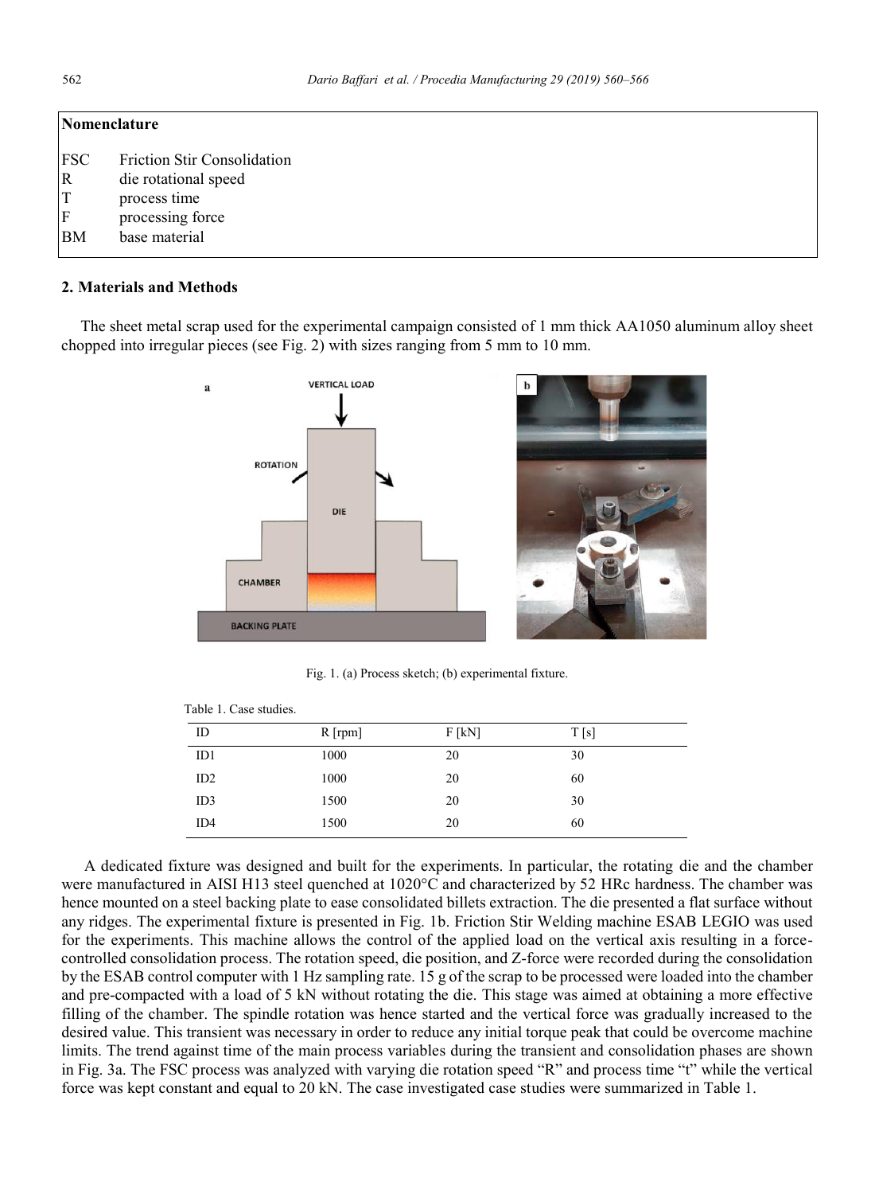## Nomenclature

| | |
|---|---|
| FSC | Friction Stir Consolidation |
| R | die rotational speed |
| T | process time |
| F | processing force |
| BM | base material |

## 2. Materials and Methods

The sheet metal scrap used for the experimental campaign consisted of 1 mm thick AA1050 aluminum alloy sheet chopped into irregular pieces (see Fig. 2) with sizes ranging from 5 mm to 10 mm.

Fig. 1. (a) Process sketch; (b) experimental fixture.

Table 1. Case studies.

| ID | R [rpm] | F [kN] | T [s] |
|---|---|---|---|
| ID1 | 1000 | 20 | 30 |
| ID2 | 1000 | 20 | 60 |
| ID3 | 1500 | 20 | 30 |
| ID4 | 1500 | 20 | 60 |

A dedicated fixture was designed and built for the experiments. In particular, the rotating die and the chamber were manufactured in AISI H13 steel quenched at 1020°C and characterized by 52 HRc hardness. The chamber was hence mounted on a steel backing plate to ease consolidated billets extraction. The die presented a flat surface without any ridges. The experimental fixture is presented in Fig. 1b. Friction Stir Welding machine ESAB LEGIO was used for the experiments. This machine allows the control of the applied load on the vertical axis resulting in a force-controlled consolidation process. The rotation speed, die position, and Z-force were recorded during the consolidation by the ESAB control computer with 1 Hz sampling rate. 15 g of the scrap to be processed were loaded into the chamber and pre-compacted with a load of 5 kN without rotating the die. This stage was aimed at obtaining a more effective filling of the chamber. The spindle rotation was hence started and the vertical force was gradually increased to the desired value. This transient was necessary in order to reduce any initial torque peak that could be overcome machine limits. The trend against time of the main process variables during the transient and consolidation phases are shown in Fig. 3a. The FSC process was analyzed with varying die rotation speed "R" and process time "t" while the vertical force was kept constant and equal to 20 kN. The case investigated case studies were summarized in Table 1.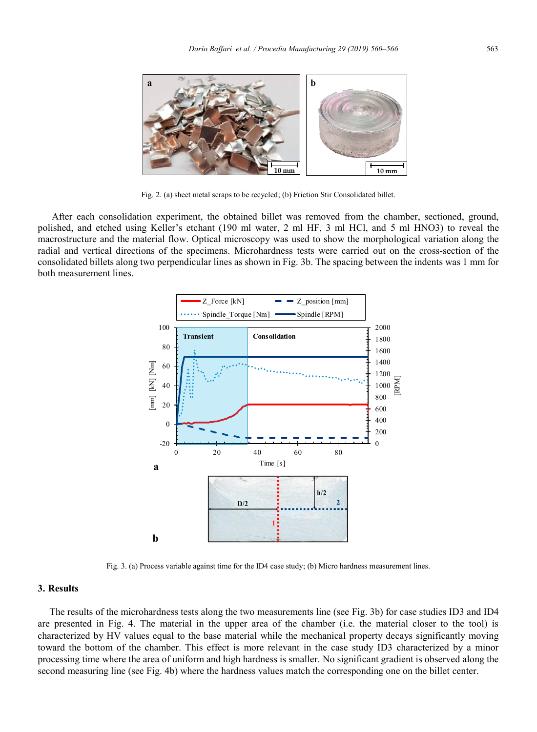Fig. 2. (a) sheet metal scraps to be recycled; (b) Friction Stir Consolidated billet.

After each consolidation experiment, the obtained billet was removed from the chamber, sectioned, ground, polished, and etched using Keller's etchant (190 ml water, 2 ml HF, 3 ml HCl, and 5 ml HNO3) to reveal the macrostructure and the material flow. Optical microscopy was used to show the morphological variation along the radial and vertical directions of the specimens. Microhardness tests were carried out on the cross-section of the consolidated billets along two perpendicular lines as shown in Fig. 3b. The spacing between the indents was 1 mm for both measurement lines.

Fig. 3. (a) Process variable against time for the ID4 case study; (b) Micro hardness measurement lines.

## 3. Results

The results of the microhardness tests along the two measurements line (see Fig. 3b) for case studies ID3 and ID4 are presented in Fig. 4. The material in the upper area of the chamber (i.e. the material closer to the tool) is characterized by HV values equal to the base material while the mechanical property decays significantly moving toward the bottom of the chamber. This effect is more relevant in the case study ID3 characterized by a minor processing time where the area of uniform and high hardness is smaller. No significant gradient is observed along the second measuring line (see Fig. 4b) where the hardness values match the corresponding one on the billet center.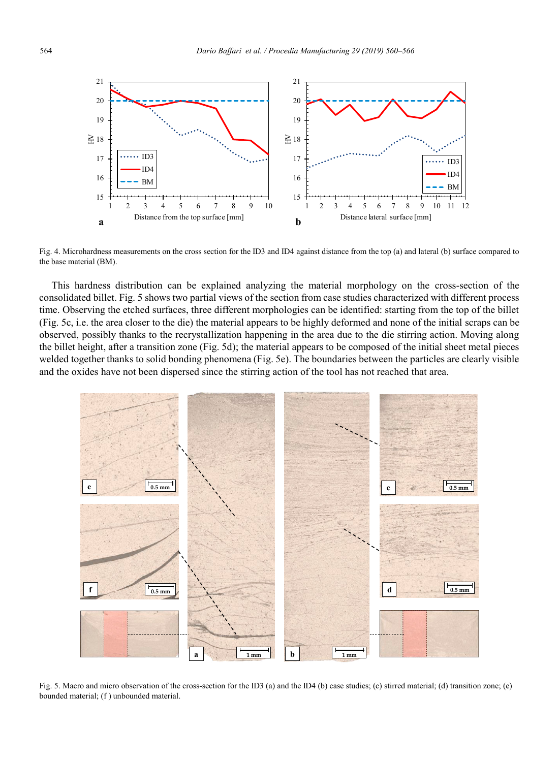Fig. 4. Microhardness measurements on the cross section for the ID3 and ID4 against distance from the top (a) and lateral (b) surface compared to the base material (BM).

This hardness distribution can be explained analyzing the material morphology on the cross-section of the consolidated billet. Fig. 5 shows two partial views of the section from case studies characterized with different process time. Observing the etched surfaces, three different morphologies can be identified: starting from the top of the billet (Fig. 5c, i.e. the area closer to the die) the material appears to be highly deformed and none of the initial scraps can be observed, possibly thanks to the recrystallization happening in the area due to the die stirring action. Moving along the billet height, after a transition zone (Fig. 5d); the material appears to be composed of the initial sheet metal pieces welded together thanks to solid bonding phenomena (Fig. 5e). The boundaries between the particles are clearly visible and the oxides have not been dispersed since the stirring action of the tool has not reached that area.

Fig. 5. Macro and micro observation of the cross-section for the ID3 (a) and the ID4 (b) case studies; (c) stirred material; (d) transition zone; (e) bounded material; (f ) unbounded material.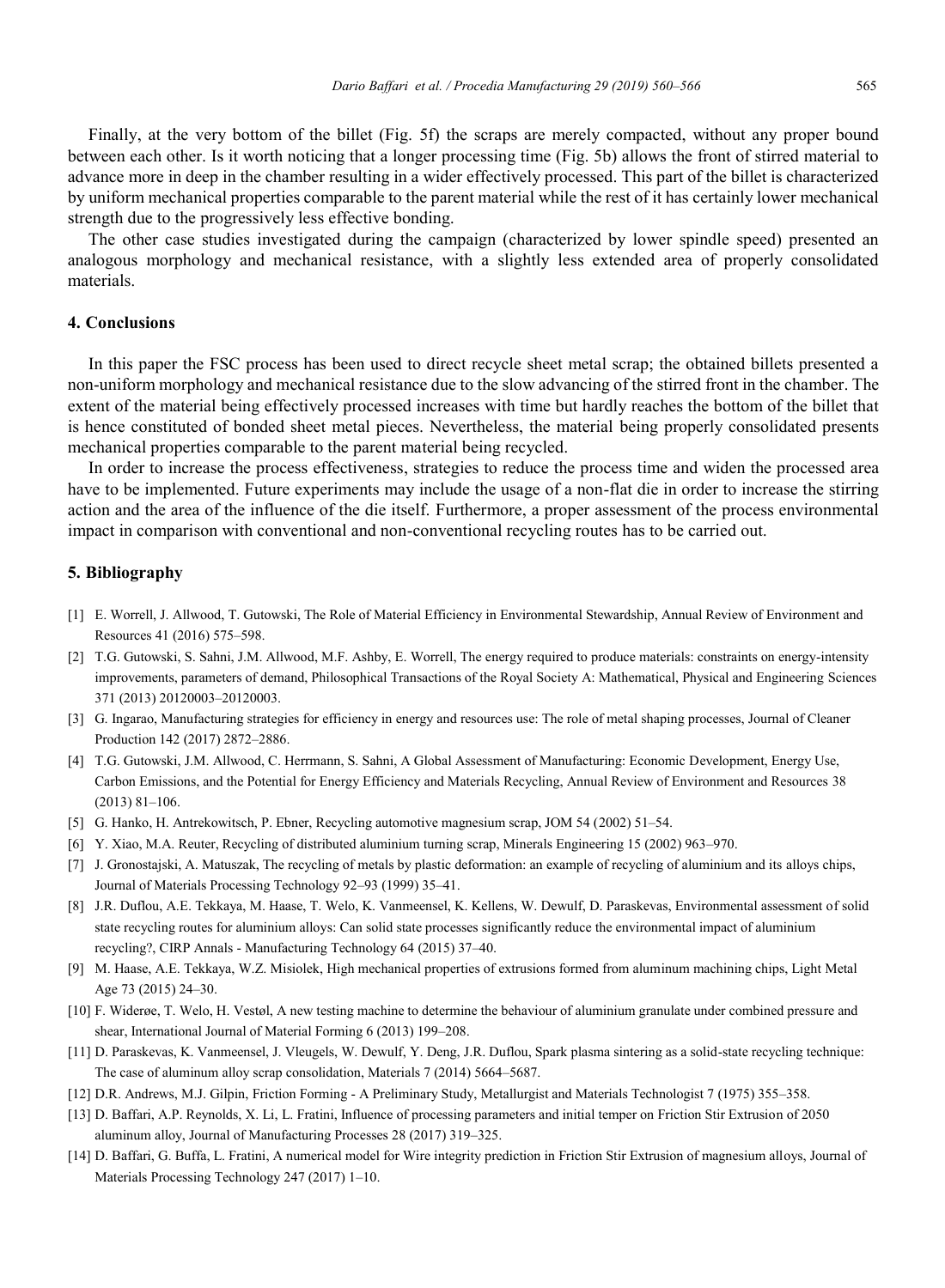Finally, at the very bottom of the billet (Fig. 5f) the scraps are merely compacted, without any proper bound between each other. Is it worth noticing that a longer processing time (Fig. 5b) allows the front of stirred material to advance more in deep in the chamber resulting in a wider effectively processed. This part of the billet is characterized by uniform mechanical properties comparable to the parent material while the rest of it has certainly lower mechanical strength due to the progressively less effective bonding.

The other case studies investigated during the campaign (characterized by lower spindle speed) presented an analogous morphology and mechanical resistance, with a slightly less extended area of properly consolidated materials.

## 4. Conclusions

In this paper the FSC process has been used to direct recycle sheet metal scrap; the obtained billets presented a non-uniform morphology and mechanical resistance due to the slow advancing of the stirred front in the chamber. The extent of the material being effectively processed increases with time but hardly reaches the bottom of the billet that is hence constituted of bonded sheet metal pieces. Nevertheless, the material being properly consolidated presents mechanical properties comparable to the parent material being recycled.

In order to increase the process effectiveness, strategies to reduce the process time and widen the processed area have to be implemented. Future experiments may include the usage of a non-flat die in order to increase the stirring action and the area of the influence of the die itself. Furthermore, a proper assessment of the process environmental impact in comparison with conventional and non-conventional recycling routes has to be carried out.

## 5. Bibliography

[1] E. Worrell, J. Allwood, T. Gutowski, The Role of Material Efficiency in Environmental Stewardship, Annual Review of Environment and Resources 41 (2016) 575–598.

[2] T.G. Gutowski, S. Sahni, J.M. Allwood, M.F. Ashby, E. Worrell, The energy required to produce materials: constraints on energy-intensity improvements, parameters of demand, Philosophical Transactions of the Royal Society A: Mathematical, Physical and Engineering Sciences 371 (2013) 20120003–20120003.

[3] G. Ingarao, Manufacturing strategies for efficiency in energy and resources use: The role of metal shaping processes, Journal of Cleaner Production 142 (2017) 2872–2886.

[4] T.G. Gutowski, J.M. Allwood, C. Herrmann, S. Sahni, A Global Assessment of Manufacturing: Economic Development, Energy Use, Carbon Emissions, and the Potential for Energy Efficiency and Materials Recycling, Annual Review of Environment and Resources 38 (2013) 81–106.

[5] G. Hanko, H. Antrekowitsch, P. Ebner, Recycling automotive magnesium scrap, JOM 54 (2002) 51–54.

[6] Y. Xiao, M.A. Reuter, Recycling of distributed aluminium turning scrap, Minerals Engineering 15 (2002) 963–970.

[7] J. Gronostajski, A. Matuszak, The recycling of metals by plastic deformation: an example of recycling of aluminium and its alloys chips, Journal of Materials Processing Technology 92–93 (1999) 35–41.

[8] J.R. Duflou, A.E. Tekkaya, M. Haase, T. Welo, K. Vanmeensel, K. Kellens, W. Dewulf, D. Paraskevas, Environmental assessment of solid state recycling routes for aluminium alloys: Can solid state processes significantly reduce the environmental impact of aluminium recycling?, CIRP Annals - Manufacturing Technology 64 (2015) 37–40.

[9] M. Haase, A.E. Tekkaya, W.Z. Misiolek, High mechanical properties of extrusions formed from aluminum machining chips, Light Metal Age 73 (2015) 24–30.

[10] F. Widerøe, T. Welo, H. Vestøl, A new testing machine to determine the behaviour of aluminium granulate under combined pressure and shear, International Journal of Material Forming 6 (2013) 199–208.

[11] D. Paraskevas, K. Vanmeensel, J. Vleugels, W. Dewulf, Y. Deng, J.R. Duflou, Spark plasma sintering as a solid-state recycling technique: The case of aluminum alloy scrap consolidation, Materials 7 (2014) 5664–5687.

[12] D.R. Andrews, M.J. Gilpin, Friction Forming - A Preliminary Study, Metallurgist and Materials Technologist 7 (1975) 355–358.

[13] D. Baffari, A.P. Reynolds, X. Li, L. Fratini, Influence of processing parameters and initial temper on Friction Stir Extrusion of 2050 aluminum alloy, Journal of Manufacturing Processes 28 (2017) 319–325.

[14] D. Baffari, G. Buffa, L. Fratini, A numerical model for Wire integrity prediction in Friction Stir Extrusion of magnesium alloys, Journal of Materials Processing Technology 247 (2017) 1–10.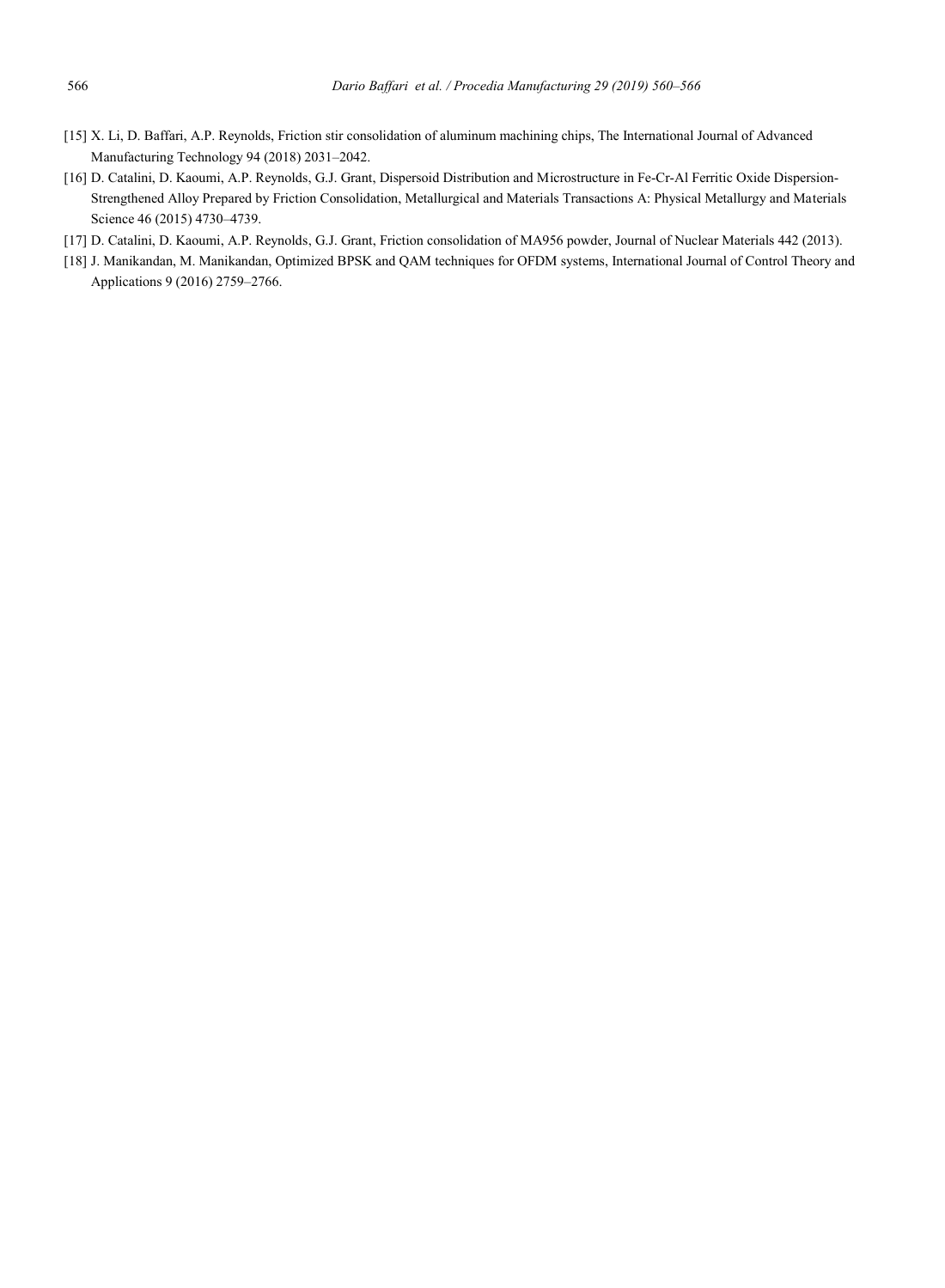[15] X. Li, D. Baffari, A.P. Reynolds, Friction stir consolidation of aluminum machining chips, The International Journal of Advanced Manufacturing Technology 94 (2018) 2031–2042.

[16] D. Catalini, D. Kaoumi, A.P. Reynolds, G.J. Grant, Dispersoid Distribution and Microstructure in Fe-Cr-Al Ferritic Oxide Dispersion-Strengthened Alloy Prepared by Friction Consolidation, Metallurgical and Materials Transactions A: Physical Metallurgy and Materials Science 46 (2015) 4730–4739.

[17] D. Catalini, D. Kaoumi, A.P. Reynolds, G.J. Grant, Friction consolidation of MA956 powder, Journal of Nuclear Materials 442 (2013).

[18] J. Manikandan, M. Manikandan, Optimized BPSK and QAM techniques for OFDM systems, International Journal of Control Theory and Applications 9 (2016) 2759–2766.